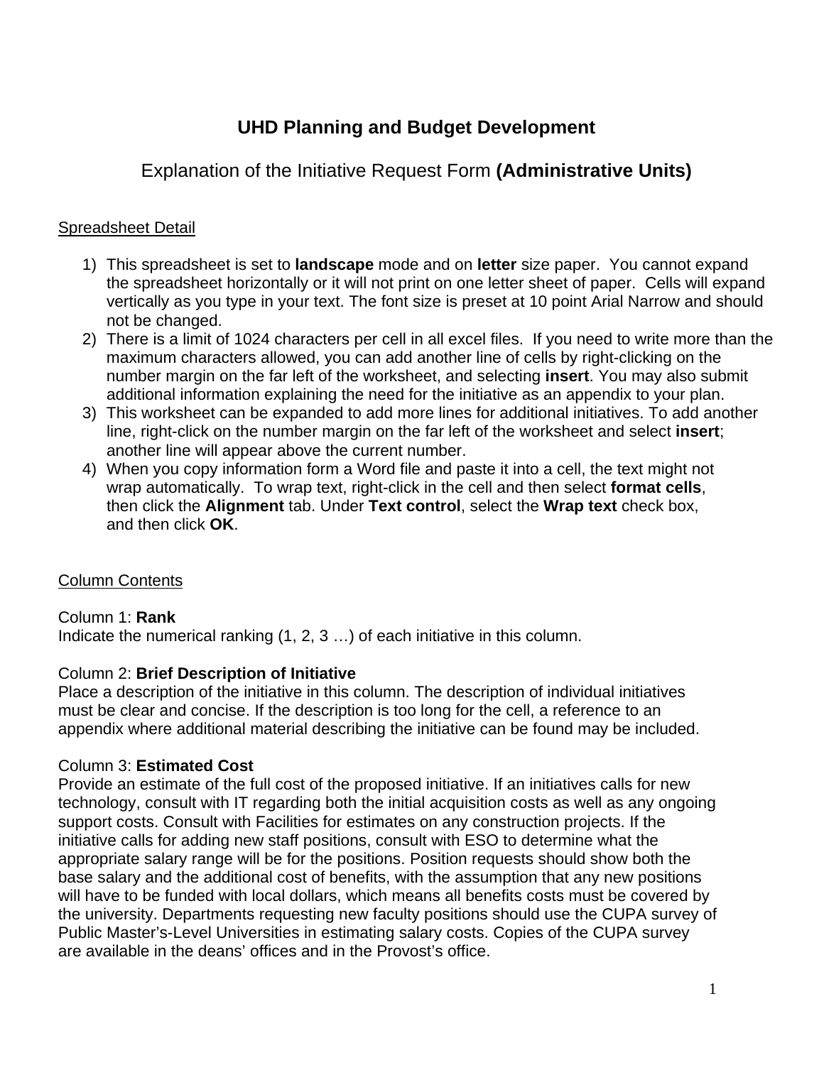# UHD Planning and Budget Development

## Explanation of the Initiative Request Form **(Administrative Units)**

Spreadsheet Detail

1) This spreadsheet is set to **landscape** mode and on **letter** size paper. You cannot expand the spreadsheet horizontally or it will not print on one letter sheet of paper. Cells will expand vertically as you type in your text. The font size is preset at 10 point Arial Narrow and should not be changed.
2) There is a limit of 1024 characters per cell in all excel files. If you need to write more than the maximum characters allowed, you can add another line of cells by right-clicking on the number margin on the far left of the worksheet, and selecting **insert**. You may also submit additional information explaining the need for the initiative as an appendix to your plan.
3) This worksheet can be expanded to add more lines for additional initiatives. To add another line, right-click on the number margin on the far left of the worksheet and select **insert**; another line will appear above the current number.
4) When you copy information form a Word file and paste it into a cell, the text might not wrap automatically. To wrap text, right-click in the cell and then select **format cells**, then click the **Alignment** tab. Under **Text control**, select the **Wrap text** check box, and then click **OK**.

Column Contents

Column 1: **Rank**
Indicate the numerical ranking (1, 2, 3 …) of each initiative in this column.

Column 2: **Brief Description of Initiative**
Place a description of the initiative in this column. The description of individual initiatives must be clear and concise. If the description is too long for the cell, a reference to an appendix where additional material describing the initiative can be found may be included.

Column 3: **Estimated Cost**
Provide an estimate of the full cost of the proposed initiative. If an initiatives calls for new technology, consult with IT regarding both the initial acquisition costs as well as any ongoing support costs. Consult with Facilities for estimates on any construction projects. If the initiative calls for adding new staff positions, consult with ESO to determine what the appropriate salary range will be for the positions. Position requests should show both the base salary and the additional cost of benefits, with the assumption that any new positions will have to be funded with local dollars, which means all benefits costs must be covered by the university. Departments requesting new faculty positions should use the CUPA survey of Public Master's-Level Universities in estimating salary costs. Copies of the CUPA survey are available in the deans' offices and in the Provost's office.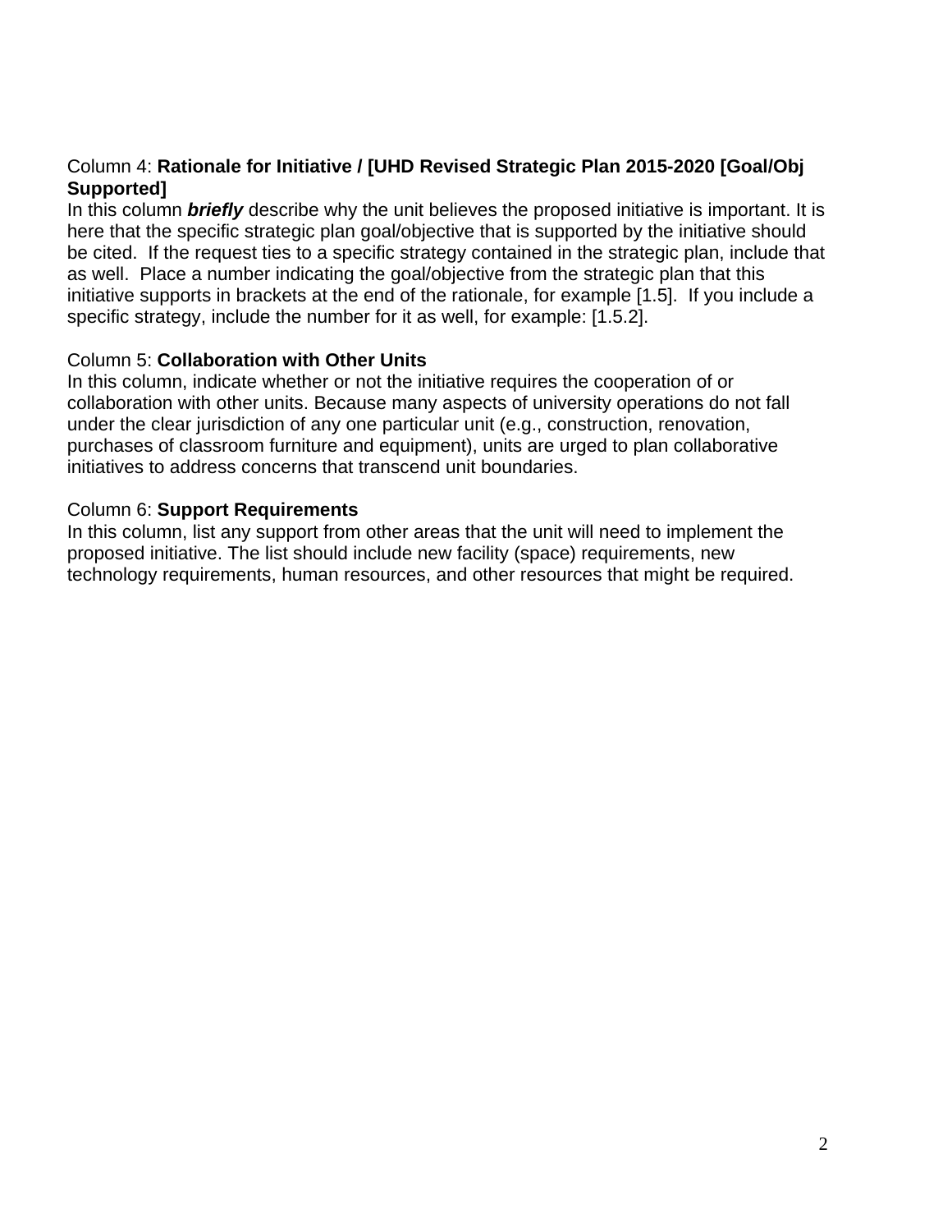Column 4: **Rationale for Initiative / [UHD Revised Strategic Plan 2015-2020 [Goal/Obj Supported]**

In this column ***briefly*** describe why the unit believes the proposed initiative is important. It is here that the specific strategic plan goal/objective that is supported by the initiative should be cited. If the request ties to a specific strategy contained in the strategic plan, include that as well. Place a number indicating the goal/objective from the strategic plan that this initiative supports in brackets at the end of the rationale, for example [1.5]. If you include a specific strategy, include the number for it as well, for example: [1.5.2].

Column 5: **Collaboration with Other Units**

In this column, indicate whether or not the initiative requires the cooperation of or collaboration with other units. Because many aspects of university operations do not fall under the clear jurisdiction of any one particular unit (e.g., construction, renovation, purchases of classroom furniture and equipment), units are urged to plan collaborative initiatives to address concerns that transcend unit boundaries.

Column 6: **Support Requirements**

In this column, list any support from other areas that the unit will need to implement the proposed initiative. The list should include new facility (space) requirements, new technology requirements, human resources, and other resources that might be required.